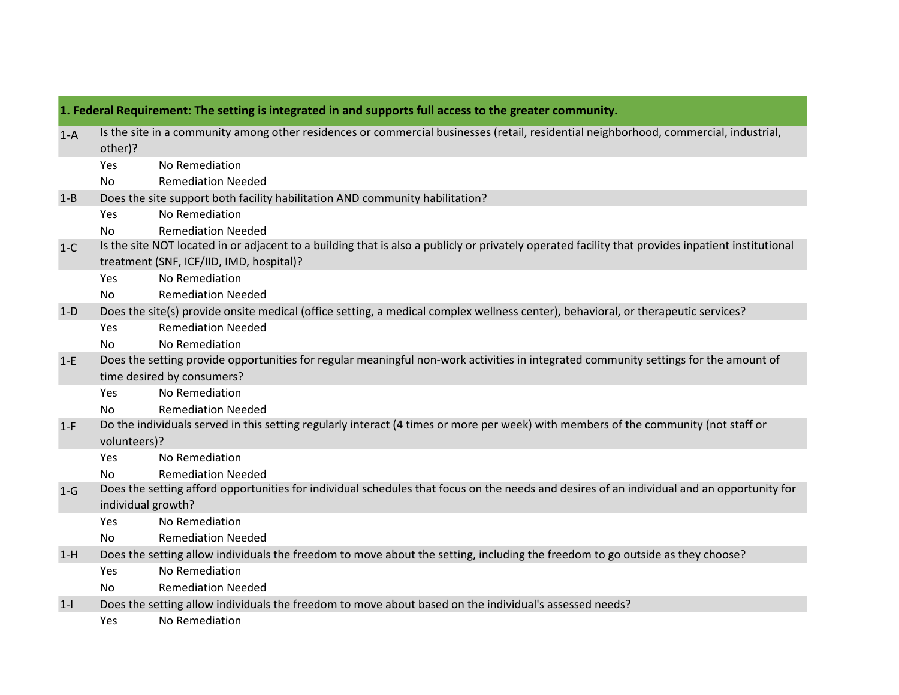## 1. Federal Requirement: The setting is integrated in and supports full access to the greater community.

| | | |
|---|---|---|
| 1-A | Is the site in a community among other residences or commercial businesses (retail, residential neighborhood, commercial, industrial, other)? | |
| | Yes | No Remediation |
| | No | Remediation Needed |
| 1-B | Does the site support both facility habilitation AND community habilitation? | |
| | Yes | No Remediation |
| | No | Remediation Needed |
| 1-C | Is the site NOT located in or adjacent to a building that is also a publicly or privately operated facility that provides inpatient institutional treatment (SNF, ICF/IID, IMD, hospital)? | |
| | Yes | No Remediation |
| | No | Remediation Needed |
| 1-D | Does the site(s) provide onsite medical (office setting, a medical complex wellness center), behavioral, or therapeutic services? | |
| | Yes | Remediation Needed |
| | No | No Remediation |
| 1-E | Does the setting provide opportunities for regular meaningful non-work activities in integrated community settings for the amount of time desired by consumers? | |
| | Yes | No Remediation |
| | No | Remediation Needed |
| 1-F | Do the individuals served in this setting regularly interact (4 times or more per week) with members of the community (not staff or volunteers)? | |
| | Yes | No Remediation |
| | No | Remediation Needed |
| 1-G | Does the setting afford opportunities for individual schedules that focus on the needs and desires of an individual and an opportunity for individual growth? | |
| | Yes | No Remediation |
| | No | Remediation Needed |
| 1-H | Does the setting allow individuals the freedom to move about the setting, including the freedom to go outside as they choose? | |
| | Yes | No Remediation |
| | No | Remediation Needed |
| 1-I | Does the setting allow individuals the freedom to move about based on the individual's assessed needs? | |
| | Yes | No Remediation |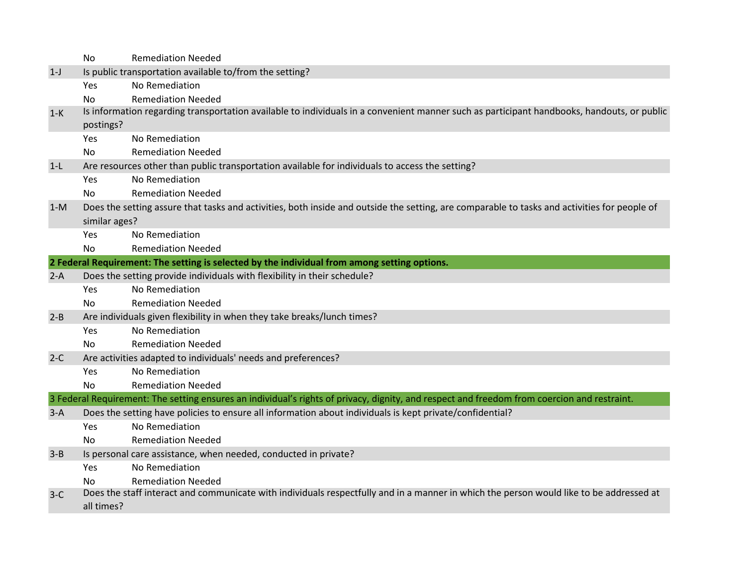| | | |
|---|---|---|
| | No | Remediation Needed |
| 1-J | Is public transportation available to/from the setting? | |
| | Yes | No Remediation |
| | No | Remediation Needed |
| 1-K | Is information regarding transportation available to individuals in a convenient manner such as participant handbooks, handouts, or public postings? | |
| | Yes | No Remediation |
| | No | Remediation Needed |
| 1-L | Are resources other than public transportation available for individuals to access the setting? | |
| | Yes | No Remediation |
| | No | Remediation Needed |
| 1-M | Does the setting assure that tasks and activities, both inside and outside the setting, are comparable to tasks and activities for people of similar ages? | |
| | Yes | No Remediation |
| | No | Remediation Needed |
| **2 Federal Requirement: The setting is selected by the individual from among setting options.** | | |
| 2-A | Does the setting provide individuals with flexibility in their schedule? | |
| | Yes | No Remediation |
| | No | Remediation Needed |
| 2-B | Are individuals given flexibility in when they take breaks/lunch times? | |
| | Yes | No Remediation |
| | No | Remediation Needed |
| 2-C | Are activities adapted to individuals' needs and preferences? | |
| | Yes | No Remediation |
| | No | Remediation Needed |
| 3 Federal Requirement: The setting ensures an individual's rights of privacy, dignity, and respect and freedom from coercion and restraint. | | |
| 3-A | Does the setting have policies to ensure all information about individuals is kept private/confidential? | |
| | Yes | No Remediation |
| | No | Remediation Needed |
| 3-B | Is personal care assistance, when needed, conducted in private? | |
| | Yes | No Remediation |
| | No | Remediation Needed |
| 3-C | Does the staff interact and communicate with individuals respectfully and in a manner in which the person would like to be addressed at all times? | |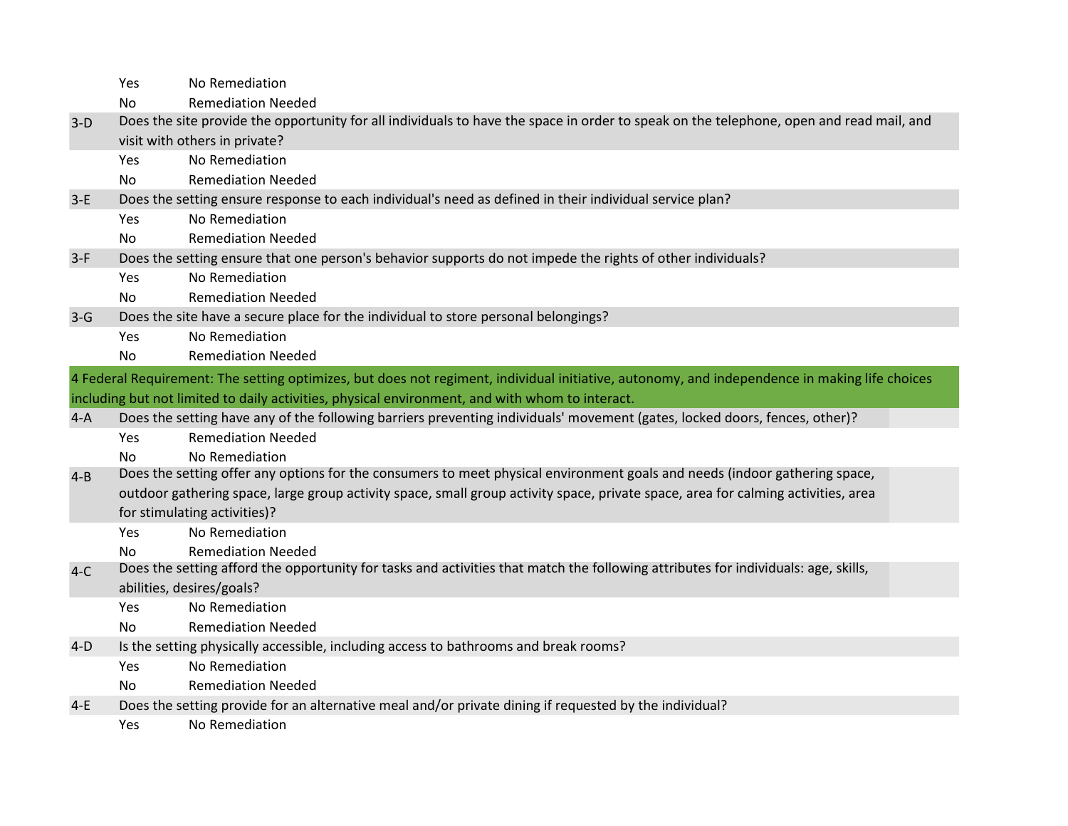| | | |
|---|---|---|
| | Yes | No Remediation |
| | No | Remediation Needed |
| 3-D | Does the site provide the opportunity for all individuals to have the space in order to speak on the telephone, open and read mail, and visit with others in private? | |
| | Yes | No Remediation |
| | No | Remediation Needed |
| 3-E | Does the setting ensure response to each individual's need as defined in their individual service plan? | |
| | Yes | No Remediation |
| | No | Remediation Needed |
| 3-F | Does the setting ensure that one person's behavior supports do not impede the rights of other individuals? | |
| | Yes | No Remediation |
| | No | Remediation Needed |
| 3-G | Does the site have a secure place for the individual to store personal belongings? | |
| | Yes | No Remediation |
| | No | Remediation Needed |

**4 Federal Requirement: The setting optimizes, but does not regiment, individual initiative, autonomy, and independence in making life choices including but not limited to daily activities, physical environment, and with whom to interact.**

| | | |
|---|---|---|
| 4-A | Does the setting have any of the following barriers preventing individuals' movement (gates, locked doors, fences, other)? | |
| | Yes | Remediation Needed |
| | No | No Remediation |
| 4-B | Does the setting offer any options for the consumers to meet physical environment goals and needs (indoor gathering space, outdoor gathering space, large group activity space, small group activity space, private space, area for calming activities, area for stimulating activities)? | |
| | Yes | No Remediation |
| | No | Remediation Needed |
| 4-C | Does the setting afford the opportunity for tasks and activities that match the following attributes for individuals: age, skills, abilities, desires/goals? | |
| | Yes | No Remediation |
| | No | Remediation Needed |
| 4-D | Is the setting physically accessible, including access to bathrooms and break rooms? | |
| | Yes | No Remediation |
| | No | Remediation Needed |
| 4-E | Does the setting provide for an alternative meal and/or private dining if requested by the individual? | |
| | Yes | No Remediation |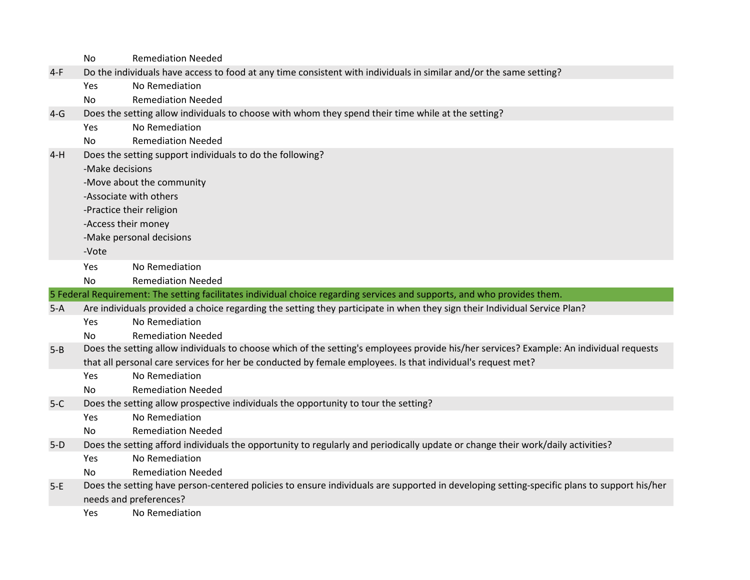| | | |
|---|---|---|
| | No | Remediation Needed |
| 4-F | Do the individuals have access to food at any time consistent with individuals in similar and/or the same setting? | |
| | Yes | No Remediation |
| | No | Remediation Needed |
| 4-G | Does the setting allow individuals to choose with whom they spend their time while at the setting? | |
| | Yes | No Remediation |
| | No | Remediation Needed |
| 4-H | Does the setting support individuals to do the following?<br>-Make decisions<br>-Move about the community<br>-Associate with others<br>-Practice their religion<br>-Access their money<br>-Make personal decisions<br>-Vote | |
| | Yes | No Remediation |
| | No | Remediation Needed |

**5 Federal Requirement: The setting facilitates individual choice regarding services and supports, and who provides them.**

| | | |
|---|---|---|
| 5-A | Are individuals provided a choice regarding the setting they participate in when they sign their Individual Service Plan? | |
| | Yes | No Remediation |
| | No | Remediation Needed |
| 5-B | Does the setting allow individuals to choose which of the setting's employees provide his/her services? Example: An individual requests that all personal care services for her be conducted by female employees. Is that individual's request met? | |
| | Yes | No Remediation |
| | No | Remediation Needed |
| 5-C | Does the setting allow prospective individuals the opportunity to tour the setting? | |
| | Yes | No Remediation |
| | No | Remediation Needed |
| 5-D | Does the setting afford individuals the opportunity to regularly and periodically update or change their work/daily activities? | |
| | Yes | No Remediation |
| | No | Remediation Needed |
| 5-E | Does the setting have person-centered policies to ensure individuals are supported in developing setting-specific plans to support his/her needs and preferences? | |
| | Yes | No Remediation |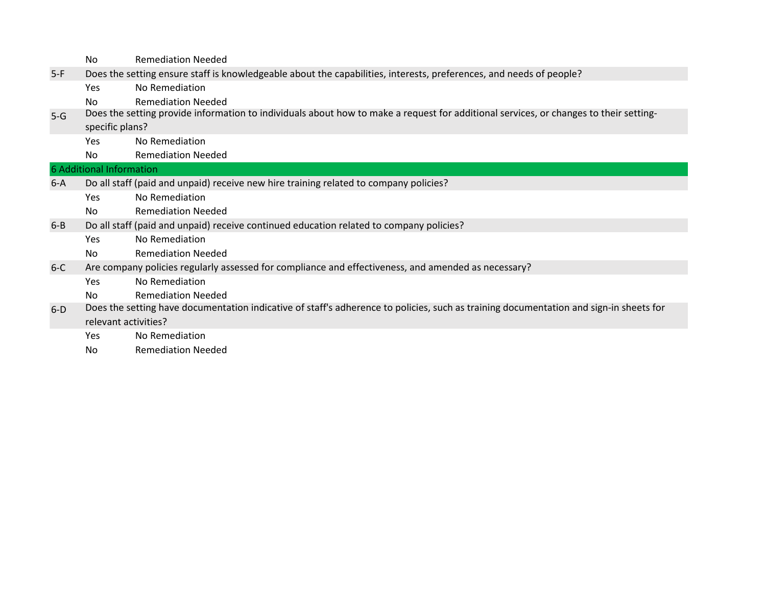| | | |
|---|---|---|
| | No | Remediation Needed |
| 5-F | Does the setting ensure staff is knowledgeable about the capabilities, interests, preferences, and needs of people? | |
| | Yes | No Remediation |
| | No | Remediation Needed |
| 5-G | Does the setting provide information to individuals about how to make a request for additional services, or changes to their setting-specific plans? | |
| | Yes | No Remediation |
| | No | Remediation Needed |
| **6 Additional Information** | | |
| 6-A | Do all staff (paid and unpaid) receive new hire training related to company policies? | |
| | Yes | No Remediation |
| | No | Remediation Needed |
| 6-B | Do all staff (paid and unpaid) receive continued education related to company policies? | |
| | Yes | No Remediation |
| | No | Remediation Needed |
| 6-C | Are company policies regularly assessed for compliance and effectiveness, and amended as necessary? | |
| | Yes | No Remediation |
| | No | Remediation Needed |
| 6-D | Does the setting have documentation indicative of staff's adherence to policies, such as training documentation and sign-in sheets for relevant activities? | |
| | Yes | No Remediation |
| | No | Remediation Needed |